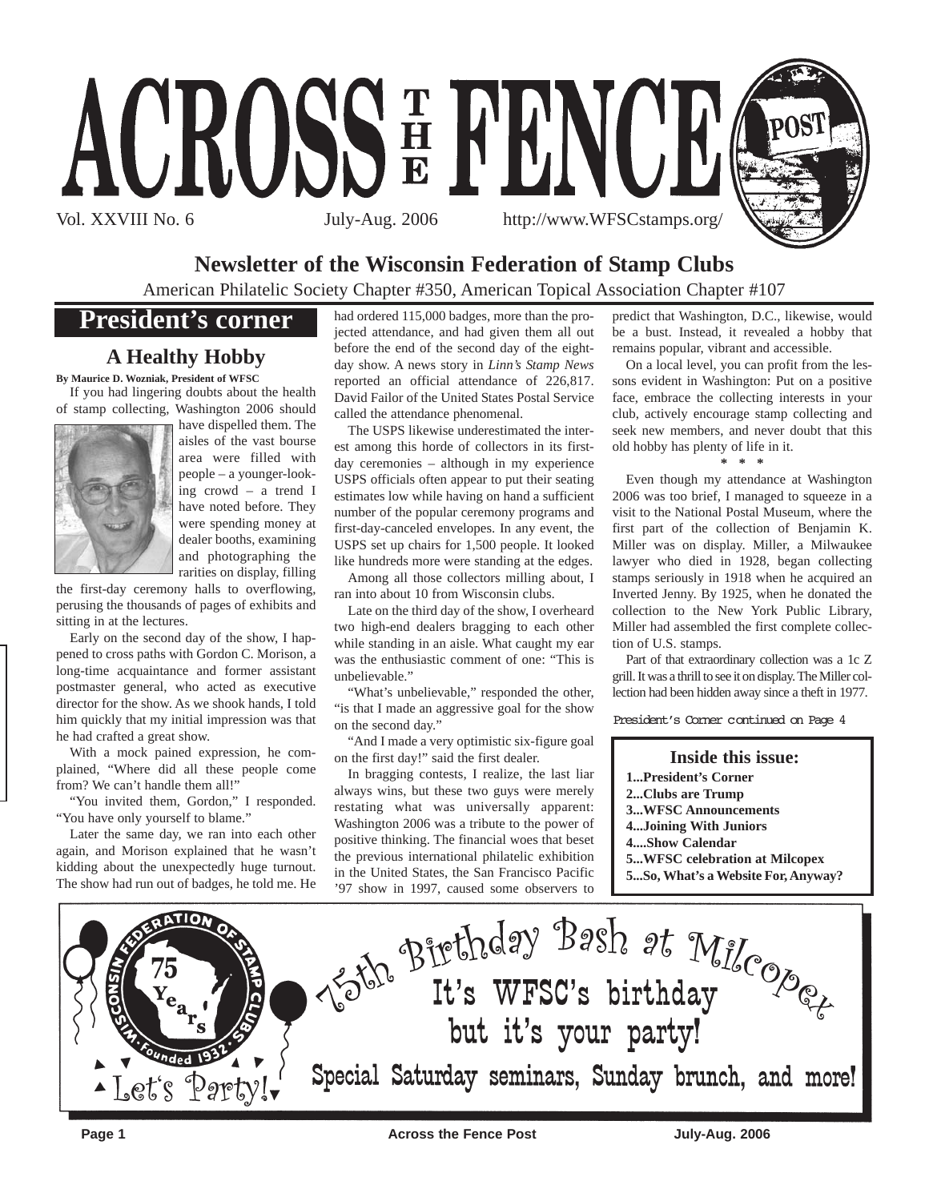# ACROSS THE FENCE POST

Vol. XXVIII No. 6 July-Aug. 2006 http://www.WFSCstamps.org/

**Newsletter of the Wisconsin Federation of Stamp Clubs**

American Philatelic Society Chapter #350, American Topical Association Chapter #107

## President's corner

### A Healthy Hobby

**By Maurice D. Wozniak, President of WFSC**

If you had lingering doubts about the health of stamp collecting, Washington 2006 should have dispelled them. The aisles of the vast bourse area were filled with people – a younger-looking crowd – a trend I have noted before. They were spending money at dealer booths, examining and photographing the rarities on display, filling the first-day ceremony halls to overflowing, perusing the thousands of pages of exhibits and sitting in at the lectures.

Early on the second day of the show, I happened to cross paths with Gordon C. Morison, a long-time acquaintance and former assistant postmaster general, who acted as executive director for the show. As we shook hands, I told him quickly that my initial impression was that he had crafted a great show.

With a mock pained expression, he complained, "Where did all these people come from? We can't handle them all!"

"You invited them, Gordon," I responded. "You have only yourself to blame."

Later the same day, we ran into each other again, and Morison explained that he wasn't kidding about the unexpectedly huge turnout. The show had run out of badges, he told me. He had ordered 115,000 badges, more than the projected attendance, and had given them all out before the end of the second day of the eight-day show. A news story in *Linn's Stamp News* reported an official attendance of 226,817. David Failor of the United States Postal Service called the attendance phenomenal.

The USPS likewise underestimated the interest among this horde of collectors in its first-day ceremonies – although in my experience USPS officials often appear to put their seating estimates low while having on hand a sufficient number of the popular ceremony programs and first-day-canceled envelopes. In any event, the USPS set up chairs for 1,500 people. It looked like hundreds more were standing at the edges.

Among all those collectors milling about, I ran into about 10 from Wisconsin clubs.

Late on the third day of the show, I overheard two high-end dealers bragging to each other while standing in an aisle. What caught my ear was the enthusiastic comment of one: "This is unbelievable."

"What's unbelievable," responded the other, "is that I made an aggressive goal for the show on the second day."

"And I made a very optimistic six-figure goal on the first day!" said the first dealer.

In bragging contests, I realize, the last liar always wins, but these two guys were merely restating what was universally apparent: Washington 2006 was a tribute to the power of positive thinking. The financial woes that beset the previous international philatelic exhibition in the United States, the San Francisco Pacific '97 show in 1997, caused some observers to predict that Washington, D.C., likewise, would be a bust. Instead, it revealed a hobby that remains popular, vibrant and accessible.

On a local level, you can profit from the lessons evident in Washington: Put on a positive face, embrace the collecting interests in your club, actively encourage stamp collecting and seek new members, and never doubt that this old hobby has plenty of life in it.

\* \* \*

Even though my attendance at Washington 2006 was too brief, I managed to squeeze in a visit to the National Postal Museum, where the first part of the collection of Benjamin K. Miller was on display. Miller, a Milwaukee lawyer who died in 1928, began collecting stamps seriously in 1918 when he acquired an Inverted Jenny. By 1925, when he donated the collection to the New York Public Library, Miller had assembled the first complete collection of U.S. stamps.

Part of that extraordinary collection was a 1c Z grill. It was a thrill to see it on display. The Miller collection had been hidden away since a theft in 1977.

President's Corner continued on Page 4

**Inside this issue:**

- **1...President's Corner**
- **2...Clubs are Trump**
- **3...WFSC Announcements**
- **4...Joining With Juniors**
- **4....Show Calendar**
- **5...WFSC celebration at Milcopex**
- **5...So, What's a Website For, Anyway?**

Wisconsin Federation of Stamp Clubs · 75 Years · Founded 1932

## 75th Birthday Bash at Milcopex

### It's WFSC's birthday but it's your party!

**Special Saturday seminars, Sunday brunch, and more!**

Let's Party!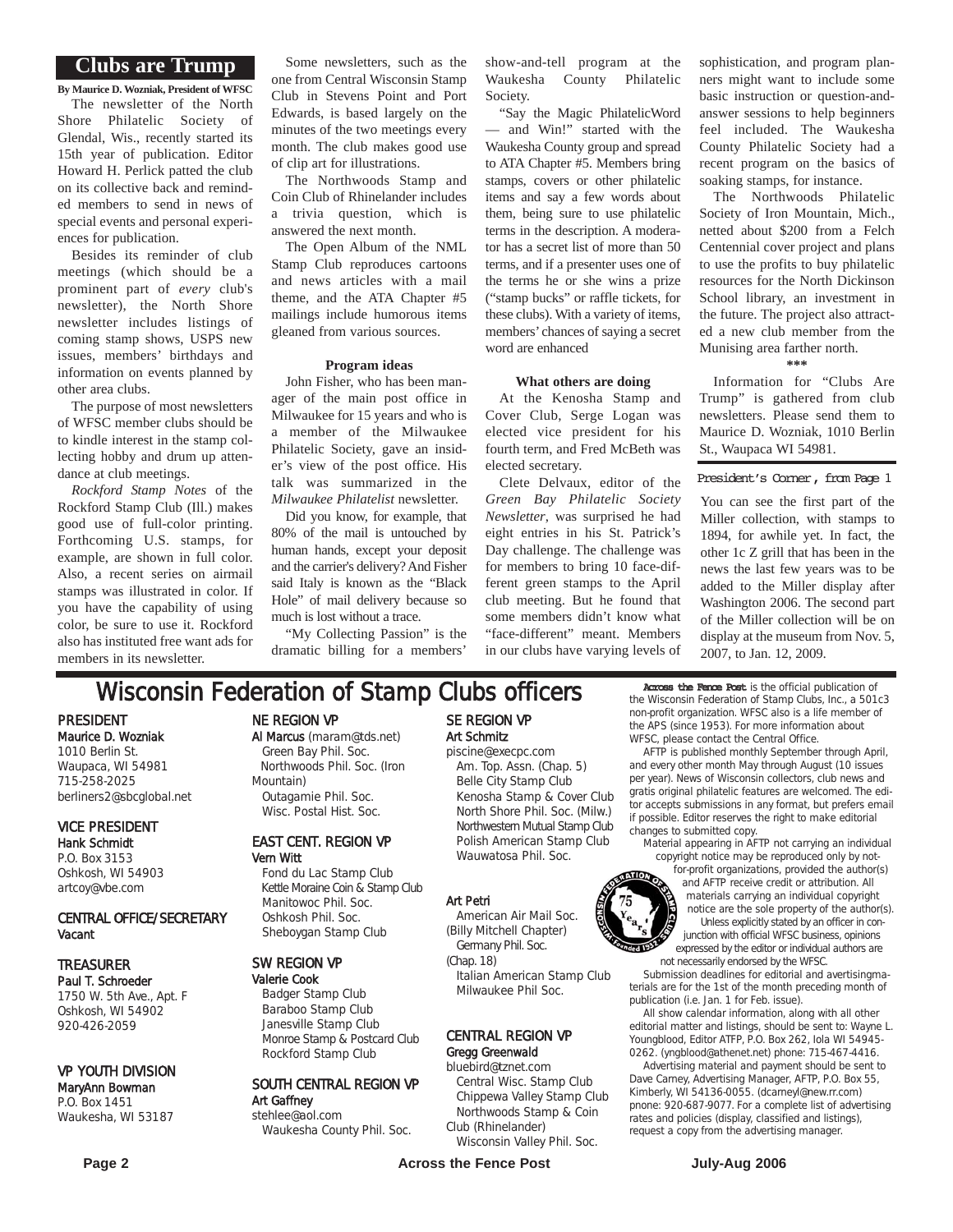## Clubs are Trump

**By Maurice D. Wozniak, President of WFSC**

The newsletter of the North Shore Philatelic Society of Glendal, Wis., recently started its 15th year of publication. Editor Howard H. Perlick patted the club on its collective back and reminded members to send in news of special events and personal experiences for publication.

Besides its reminder of club meetings (which should be a prominent part of *every* club's newsletter), the North Shore newsletter includes listings of coming stamp shows, USPS new issues, members' birthdays and information on events planned by other area clubs.

The purpose of most newsletters of WFSC member clubs should be to kindle interest in the stamp collecting hobby and drum up attendance at club meetings.

*Rockford Stamp Notes* of the Rockford Stamp Club (Ill.) makes good use of full-color printing. Forthcoming U.S. stamps, for example, are shown in full color. Also, a recent series on airmail stamps was illustrated in color. If you have the capability of using color, be sure to use it. Rockford also has instituted free want ads for members in its newsletter.

Some newsletters, such as the one from Central Wisconsin Stamp Club in Stevens Point and Port Edwards, is based largely on the minutes of the two meetings every month. The club makes good use of clip art for illustrations.

The Northwoods Stamp and Coin Club of Rhinelander includes a trivia question, which is answered the next month.

The Open Album of the NML Stamp Club reproduces cartoons and news articles with a mail theme, and the ATA Chapter #5 mailings include humorous items gleaned from various sources.

**Program ideas**

John Fisher, who has been manager of the main post office in Milwaukee for 15 years and who is a member of the Milwaukee Philatelic Society, gave an insider's view of the post office. His talk was summarized in the *Milwaukee Philatelist* newsletter.

Did you know, for example, that 80% of the mail is untouched by human hands, except your deposit and the carrier's delivery? And Fisher said Italy is known as the "Black Hole" of mail delivery because so much is lost without a trace.

"My Collecting Passion" is the dramatic billing for a members' show-and-tell program at the Waukesha County Philatelic Society.

"Say the Magic PhilatelicWord — and Win!" started with the Waukesha County group and spread to ATA Chapter #5. Members bring stamps, covers or other philatelic items and say a few words about them, being sure to use philatelic terms in the description. A moderator has a secret list of more than 50 terms, and if a presenter uses one of the terms he or she wins a prize ("stamp bucks" or raffle tickets, for these clubs). With a variety of items, members' chances of saying a secret word are enhanced

**What others are doing**

At the Kenosha Stamp and Cover Club, Serge Logan was elected vice president for his fourth term, and Fred McBeth was elected secretary.

Clete Delvaux, editor of the *Green Bay Philatelic Society Newsletter*, was surprised he had eight entries in his St. Patrick's Day challenge. The challenge was for members to bring 10 face-different green stamps to the April club meeting. But he found that some members didn't know what "face-different" meant. Members in our clubs have varying levels of sophistication, and program planners might want to include some basic instruction or question-and-answer sessions to help beginners feel included. The Waukesha County Philatelic Society had a recent program on the basics of soaking stamps, for instance.

The Northwoods Philatelic Society of Iron Mountain, Mich., netted about $200 from a Felch Centennial cover project and plans to use the profits to buy philatelic resources for the North Dickinson School library, an investment in the future. The project also attracted a new club member from the Munising area farther north.

***

Information for "Clubs Are Trump" is gathered from club newsletters. Please send them to Maurice D. Wozniak, 1010 Berlin St., Waupaca WI 54981.

---

President's Corner, from Page 1

You can see the first part of the Miller collection, with stamps to 1894, for awhile yet. In fact, the other 1c Z grill that has been in the news the last few years was to be added to the Miller display after Washington 2006. The second part of the Miller collection will be on display at the museum from Nov. 5, 2007, to Jan. 12, 2009.

---

## Wisconsin Federation of Stamp Clubs officers

**PRESIDENT**
Maurice D. Wozniak
1010 Berlin St.
Waupaca, WI 54981
715-258-2025
berliners2@sbcglobal.net

**VICE PRESIDENT**
Hank Schmidt
P.O. Box 3153
Oshkosh, WI 54903
artcoy@vbe.com

**CENTRAL OFFICE/SECRETARY**
Vacant

**TREASURER**
Paul T. Schroeder
1750 W. 5th Ave., Apt. F
Oshkosh, WI 54902
920-426-2059

**VP YOUTH DIVISION**
MaryAnn Bowman
P.O. Box 1451
Waukesha, WI 53187

**NE REGION VP**
Al Marcus (maram@tds.net)
Green Bay Phil. Soc.
Northwoods Phil. Soc. (Iron Mountain)
Outagamie Phil. Soc.
Wisc. Postal Hist. Soc.

**EAST CENT. REGION VP**
Vern Witt
Fond du Lac Stamp Club
Kettle Moraine Coin & Stamp Club
Manitowoc Phil. Soc.
Oshkosh Phil. Soc.
Sheboygan Stamp Club

**SW REGION VP**
Valerie Cook
Badger Stamp Club
Baraboo Stamp Club
Janesville Stamp Club
Monroe Stamp & Postcard Club
Rockford Stamp Club

**SOUTH CENTRAL REGION VP**
Art Gaffney
stehlee@aol.com
Waukesha County Phil. Soc.

**SE REGION VP**
Art Schmitz
piscine@execpc.com
Am. Top. Assn. (Chap. 5)
Belle City Stamp Club
Kenosha Stamp & Cover Club
North Shore Phil. Soc. (Milw.)
Northwestern Mutual Stamp Club
Polish American Stamp Club
Wauwatosa Phil. Soc.

Art Petri
American Air Mail Soc. (Billy Mitchell Chapter)
Germany Phil. Soc. (Chap. 18)
Italian American Stamp Club
Milwaukee Phil Soc.

**CENTRAL REGION VP**
Gregg Greenwald
bluebird@tznet.com
Central Wisc. Stamp Club
Chippewa Valley Stamp Club
Northwoods Stamp & Coin Club (Rhinelander)
Wisconsin Valley Phil. Soc.

**Across the Fence Post** is the official publication of the Wisconsin Federation of Stamp Clubs, Inc., a 501c3 non-profit organization. WFSC also is a life member of the APS (since 1953). For more information about WFSC, please contact the Central Office.

AFTP is published monthly September through April, and every other month May through August (10 issues per year). News of Wisconsin collectors, club news and gratis original philatelic features are welcomed. The editor accepts submissions in any format, but prefers email if possible. Editor reserves the right to make editorial changes to submitted copy.

Material appearing in AFTP not carrying an individual copyright notice may be reproduced only by not-for-profit organizations, provided the author(s) and AFTP receive credit or attribution. All materials carrying an individual copyright notice are the sole property of the author(s).

Unless explicitly stated by an officer in conjunction with official WFSC business, opinions expressed by the editor or individual authors are not necessarily endorsed by the WFSC.

Submission deadlines for editorial and avertisingmaterials are for the 1st of the month preceding month of publication (i.e. Jan. 1 for Feb. issue).

All show calendar information, along with all other editorial matter and listings, should be sent to: Wayne L. Youngblood, Editor ATFP, P.O. Box 262, Iola WI 54945-0262. (yngblood@athenet.net) phone: 715-467-4416.

Advertising material and payment should be sent to Dave Carney, Advertising Manager, AFTP, P.O. Box 55, Kimberly, WI 54136-0055. (dcarneyl@new.rr.com) pnone: 920-687-9077. For a complete list of advertising rates and policies (display, classified and listings), request a copy from the advertising manager.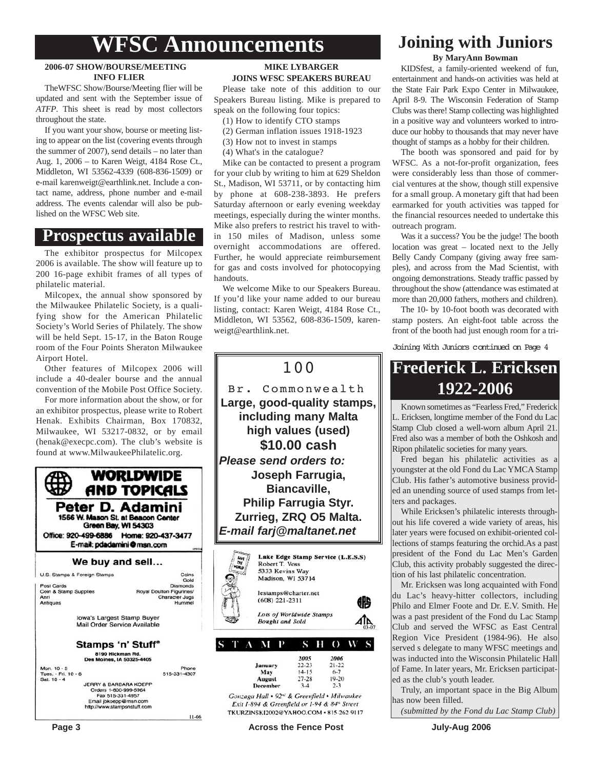# WFSC Announcements

### 2006-07 SHOW/BOURSE/MEETING INFO FLIER

TheWFSC Show/Bourse/Meeting flier will be updated and sent with the September issue of *ATFP*. This sheet is read by most collectors throughout the state.

If you want your show, bourse or meeting listing to appear on the list (covering events through the summer of 2007), send details – no later than Aug. 1, 2006 – to Karen Weigt, 4184 Rose Ct., Middleton, WI 53562-4339 (608-836-1509) or e-mail karenweigt@earthlink.net. Include a contact name, address, phone number and e-mail address. The events calendar will also be published on the WFSC Web site.

## Prospectus available

The exhibitor prospectus for Milcopex 2006 is available. The show will feature up to 200 16-page exhibit frames of all types of philatelic material.

Milcopex, the annual show sponsored by the Milwaukee Philatelic Society, is a qualifying show for the American Philatelic Society's World Series of Philately. The show will be held Sept. 15-17, in the Baton Rouge room of the Four Points Sheraton Milwaukee Airport Hotel.

Other features of Milcopex 2006 will include a 40-dealer bourse and the annual convention of the Mobile Post Office Society.

For more information about the show, or for an exhibitor prospectus, please write to Robert Henak. Exhibits Chairman, Box 170832, Milwaukee, WI 53217-0832, or by email (henak@execpc.com). The club's website is found at www.MilwaukeePhilatelic.org.

**WORLDWIDE AND TOPICALS**
**Peter D. Adamini**
1566 W. Mason St. at Beacon Center
Green Bay, WI 54303
Office: 920-499-6886 Home: 920-437-3477
E-mail: pdadamini@msn.com

**We buy and sell...**

| | |
|---|---|
| U.S. Stamps & Foreign Stamps | Coins |
| | Gold |
| Post Cards | Diamonds |
| Coin & Stamp Supplies | Royal Doulton Figurines/ |
| Anri | Character Jugs |
| Antiques | Hummel |

Iowa's Largest Stamp Buyer
Mail Order Service Available

**Stamps 'n' Stuff®**
8190 Hickman Rd.
Des Moines, IA 50325-4405

Mon. 10 - 5
Tues. - Fri. 10 - 6
Sat. 10 - 4

Phone 515-331-4307

JERRY & BARBARA KOEPP
Orders 1-800-999-5964
Fax 515-331-4957
Email jbkoepp@msn.com
http://www.stampsnstuff.com

11-06

### MIKE LYBARGER JOINS WFSC SPEAKERS BUREAU

Please take note of this addition to our Speakers Bureau listing. Mike is prepared to speak on the following four topics:

(1) How to identify CTO stamps
(2) German inflation issues 1918-1923
(3) How not to invest in stamps
(4) What's in the catalogue?

Mike can be contacted to present a program for your club by writing to him at 629 Sheldon St., Madison, WI 53711, or by contacting him by phone at 608-238-3893. He prefers Saturday afternoon or early evening weekday meetings, especially during the winter months. Mike also prefers to restrict his travel to within 150 miles of Madison, unless some overnight accommodations are offered. Further, he would appreciate reimbursement for gas and costs involved for photocopying handouts.

We welcome Mike to our Speakers Bureau. If you'd like your name added to our bureau listing, contact: Karen Weigt, 4184 Rose Ct., Middleton, WI 53562, 608-836-1509, karenweigt@earthlink.net.

100
Br. Commonwealth
**Large, good-quality stamps, including many Malta high values (used)**
**$10.00 cash**
***Please send orders to:***
**Joseph Farrugia,**
**Biancaville,**
**Philip Farrugia Styr.**
**Zurrieg, ZRQ O5 Malta.**
***E-mail farj@maltanet.net***

**Lake Edge Stamp Service (L.E.S.S)**
Robert T. Voss
5333 Kevins Way
Madison, WI 53714

lestamps@charter.net
(608) 221-2311

*Lots of Worldwide Stamps Bought and Sold*

03-07

**STAMP SHOWS**

| | 2005 | 2006 |
|---|---|---|
| January | 22-23 | 21-22 |
| May | 14-15 | 6-7 |
| August | 27-28 | 19-20 |
| December | 3-4 | 2-3 |

*Gonzaga Hall • 92nd & Greenfield • Milwaukee*
*Exit I-894 & Greenfield or I-94 & 84th Street*
TKURZINSKI2002@YAHOO.COM • 815-262 9117

# Joining with Juniors

**By MaryAnn Bowman**

KIDSfest, a family-oriented weekend of fun, entertainment and hands-on activities was held at the State Fair Park Expo Center in Milwaukee, April 8-9. The Wisconsin Federation of Stamp Clubs was there! Stamp collecting was highlighted in a positive way and volunteers worked to introduce our hobby to thousands that may never have thought of stamps as a hobby for their children.

The booth was sponsored and paid for by WFSC. As a not-for-profit organization, fees were considerably less than those of commercial ventures at the show, though still expensive for a small group. A monetary gift that had been earmarked for youth activities was tapped for the financial resources needed to undertake this outreach program.

Was it a success? You be the judge! The booth location was great – located next to the Jelly Belly Candy Company (giving away free samples), and across from the Mad Scientist, with ongoing demonstrations. Steady traffic passed by throughout the show (attendance was estimated at more than 20,000 fathers, mothers and children).

The 10- by 10-foot booth was decorated with stamp posters. An eight-foot table across the front of the booth had just enough room for a tri-

Joining With Juniors continued on Page 4

# Frederick L. Ericksen 1922-2006

Known sometimes as "Fearless Fred," Frederick L. Ericksen, longtime member of the Fond du Lac Stamp Club closed a well-worn album April 21. Fred also was a member of both the Oshkosh and Ripon philatelic societies for many years.

Fred began his philatelic activities as a youngster at the old Fond du Lac YMCA Stamp Club. His father's automotive business provided an unending source of used stamps from letters and packages.

While Ericksen's philatelic interests throughout his life covered a wide variety of areas, his later years were focused on exhibit-oriented collections of stamps featuring the orchid.As a past president of the Fond du Lac Men's Garden Club, this activity probably suggested the direction of his last philatelic concentration.

Mr. Ericksen was long acquainted with Fond du Lac's heavy-hitter collectors, including Philo and Elmer Foote and Dr. E.V. Smith. He was a past president of the Fond du Lac Stamp Club and served the WFSC as East Central Region Vice President (1984-96). He also served s delegate to many WFSC meetings and was inducted into the Wisconsin Philatelic Hall of Fame. In later years, Mr. Ericksen participated as the club's youth leader.

Truly, an important space in the Big Album has now been filled.

*(submitted by the Fond du Lac Stamp Club)*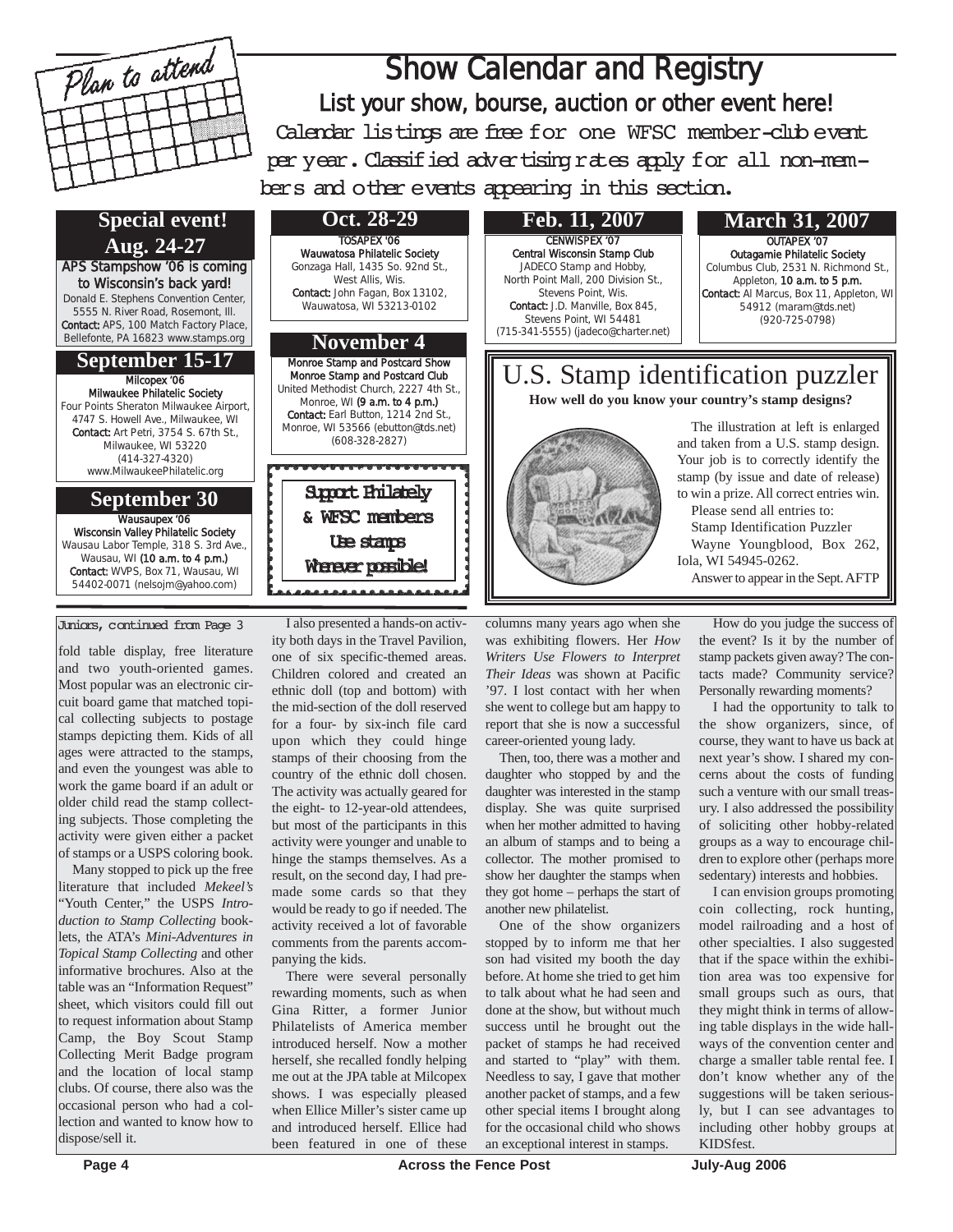Plan to attend

# Show Calendar and Registry

## List your show, bourse, auction or other event here!

Calendar listings are free for one WFSC member-club event per year. Classified advertising rates apply for all non-members and other events appearing in this section.

### Special event! Aug. 24-27

**APS Stampshow '06 is coming to Wisconsin's back yard!**
Donald E. Stephens Convention Center, 5555 N. River Road, Rosemont, Ill.
**Contact:** APS, 100 Match Factory Place, Bellefonte, PA 16823 www.stamps.org

### September 15-17

**Milcopex '06**
**Milwaukee Philatelic Society**
Four Points Sheraton Milwaukee Airport, 4747 S. Howell Ave., Milwaukee, WI
**Contact:** Art Petri, 3754 S. 67th St., Milwaukee, WI 53220
(414-327-4320)
www.MilwaukeePhilatelic.org

### September 30

**Wausaupex '06**
**Wisconsin Valley Philatelic Society**
Wausau Labor Temple, 318 S. 3rd Ave., Wausau, WI **(10 a.m. to 4 p.m.)**
**Contact:** WVPS, Box 71, Wausau, WI 54402-0071 (nelsojm@yahoo.com)

### Oct. 28-29

**TOSAPEX '06**
**Wauwatosa Philatelic Society**
Gonzaga Hall, 1435 So. 92nd St., West Allis, Wis.
**Contact:** John Fagan, Box 13102, Wauwatosa, WI 53213-0102

### November 4

**Monroe Stamp and Postcard Show**
**Monroe Stamp and Postcard Club**
United Methodist Church, 2227 4th St., Monroe, WI **(9 a.m. to 4 p.m.)**
**Contact:** Earl Button, 1214 2nd St., Monroe, WI 53566 (ebutton@tds.net)
(608-328-2827)

### Feb. 11, 2007

**CENWISPEX '07**
**Central Wisconsin Stamp Club**
JADECO Stamp and Hobby, North Point Mall, 200 Division St., Stevens Point, Wis.
**Contact:** J.D. Manville, Box 845, Stevens Point, WI 54481
(715-341-5555) (jadeco@charter.net)

### March 31, 2007

**OUTAPEX '07**
**Outagamie Philatelic Society**
Columbus Club, 2531 N. Richmond St., Appleton, **10 a.m. to 5 p.m.**
**Contact:** Al Marcus, Box 11, Appleton, WI 54912 (maram@tds.net)
(920-725-0798)

Support Philately
& WFSC members
Use stamps
Whenever possible!

## U.S. Stamp identification puzzler

**How well do you know your country's stamp designs?**

The illustration at left is enlarged and taken from a U.S. stamp design. Your job is to correctly identify the stamp (by issue and date of release) to win a prize. All correct entries win.

Please send all entries to:
Stamp Identification Puzzler
Wayne Youngblood, Box 262, Iola, WI 54945-0262.

Answer to appear in the Sept. AFTP

---

Juniors, continued from Page 3

fold table display, free literature and two youth-oriented games. Most popular was an electronic circuit board game that matched topical collecting subjects to postage stamps depicting them. Kids of all ages were attracted to the stamps, and even the youngest was able to work the game board if an adult or older child read the stamp collecting subjects. Those completing the activity were given either a packet of stamps or a USPS coloring book.

Many stopped to pick up the free literature that included *Mekeel's* "Youth Center," the USPS *Introduction to Stamp Collecting* booklets, the ATA's *Mini-Adventures in Topical Stamp Collecting* and other informative brochures. Also at the table was an "Information Request" sheet, which visitors could fill out to request information about Stamp Camp, the Boy Scout Stamp Collecting Merit Badge program and the location of local stamp clubs. Of course, there also was the occasional person who had a collection and wanted to know how to dispose/sell it.

I also presented a hands-on activity both days in the Travel Pavilion, one of six specific-themed areas. Children colored and created an ethnic doll (top and bottom) with the mid-section of the doll reserved for a four- by six-inch file card upon which they could hinge stamps of their choosing from the country of the ethnic doll chosen. The activity was actually geared for the eight- to 12-year-old attendees, but most of the participants in this activity were younger and unable to hinge the stamps themselves. As a result, on the second day, I had premade some cards so that they would be ready to go if needed. The activity received a lot of favorable comments from the parents accompanying the kids.

There were several personally rewarding moments, such as when Gina Ritter, a former Junior Philatelists of America member introduced herself. Now a mother herself, she recalled fondly helping me out at the JPA table at Milcopex shows. I was especially pleased when Ellice Miller's sister came up and introduced herself. Ellice had been featured in one of these columns many years ago when she was exhibiting flowers. Her *How Writers Use Flowers to Interpret Their Ideas* was shown at Pacific '97. I lost contact with her when she went to college but am happy to report that she is now a successful career-oriented young lady.

Then, too, there was a mother and daughter who stopped by and the daughter was interested in the stamp display. She was quite surprised when her mother admitted to having an album of stamps and to being a collector. The mother promised to show her daughter the stamps when they got home – perhaps the start of another new philatelist.

One of the show organizers stopped by to inform me that her son had visited my booth the day before. At home she tried to get him to talk about what he had seen and done at the show, but without much success until he brought out the packet of stamps he had received and started to "play" with them. Needless to say, I gave that mother another packet of stamps, and a few other special items I brought along for the occasional child who shows an exceptional interest in stamps.

How do you judge the success of the event? Is it by the number of stamp packets given away? The contacts made? Community service? Personally rewarding moments?

I had the opportunity to talk to the show organizers, since, of course, they want to have us back at next year's show. I shared my concerns about the costs of funding such a venture with our small treasury. I also addressed the possibility of soliciting other hobby-related groups as a way to encourage children to explore other (perhaps more sedentary) interests and hobbies.

I can envision groups promoting coin collecting, rock hunting, model railroading and a host of other specialties. I also suggested that if the space within the exhibition area was too expensive for small groups such as ours, that they might think in terms of allowing table displays in the wide hallways of the convention center and charge a smaller table rental fee. I don't know whether any of the suggestions will be taken seriously, but I can see advantages to including other hobby groups at KIDSfest.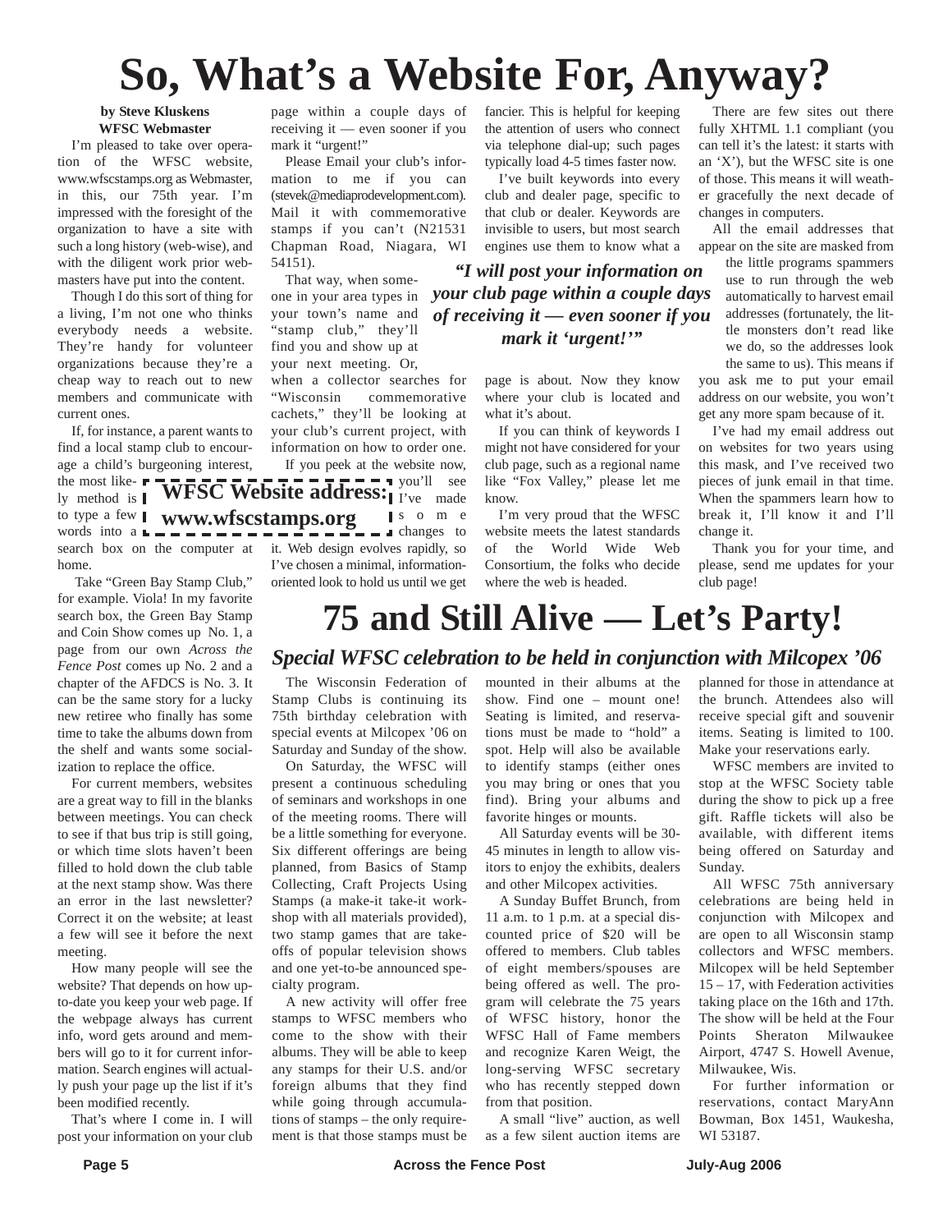# So, What's a Website For, Anyway?

**by Steve Kluskens**
**WFSC Webmaster**

I'm pleased to take over operation of the WFSC website, www.wfscstamps.org as Webmaster, in this, our 75th year. I'm impressed with the foresight of the organization to have a site with such a long history (web-wise), and with the diligent work prior webmasters have put into the content.

Though I do this sort of thing for a living, I'm not one who thinks everybody needs a website. They're handy for volunteer organizations because they're a cheap way to reach out to new members and communicate with current ones.

If, for instance, a parent wants to find a local stamp club to encourage a child's burgeoning interest, the most likely method is to type a few words into a search box on the computer at home.

Take "Green Bay Stamp Club," for example. Viola! In my favorite search box, the Green Bay Stamp and Coin Show comes up No. 1, a page from our own *Across the Fence Post* comes up No. 2 and a chapter of the AFDCS is No. 3. It can be the same story for a lucky new retiree who finally has some time to take the albums down from the shelf and wants some socialization to replace the office.

For current members, websites are a great way to fill in the blanks between meetings. You can check to see if that bus trip is still going, or which time slots haven't been filled to hold down the club table at the next stamp show. Was there an error in the last newsletter? Correct it on the website; at least a few will see it before the next meeting.

How many people will see the website? That depends on how up-to-date you keep your web page. If the webpage always has current info, word gets around and members will go to it for current information. Search engines will actually push your page up the list if it's been modified recently.

That's where I come in. I will post your information on your club page within a couple days of receiving it — even sooner if you mark it "urgent!"

Please Email your club's information to me if you can (stevek@mediaprodevelopment.com). Mail it with commemorative stamps if you can't (N21531 Chapman Road, Niagara, WI 54151).

That way, when someone in your area types in your town's name and "stamp club," they'll find you and show up at your next meeting. Or, when a collector searches for "Wisconsin commemorative cachets," they'll be looking at your club's current project, with information on how to order one.

If you peek at the website now, you'll see I've made some changes to it. Web design evolves rapidly, so I've chosen a minimal, information-oriented look to hold us until we get fancier. This is helpful for keeping the attention of users who connect via telephone dial-up; such pages typically load 4-5 times faster now.

**WFSC Website address:**
**www.wfscstamps.org**

I've built keywords into every club and dealer page, specific to that club or dealer. Keywords are invisible to users, but most search engines use them to know what a page is about. Now they know where your club is located and what it's about.

> ***"I will post your information on your club page within a couple days of receiving it — even sooner if you mark it 'urgent!'"***

If you can think of keywords I might not have considered for your club page, such as a regional name like "Fox Valley," please let me know.

I'm very proud that the WFSC website meets the latest standards of the World Wide Web Consortium, the folks who decide where the web is headed.

There are few sites out there fully XHTML 1.1 compliant (you can tell it's the latest: it starts with an 'X'), but the WFSC site is one of those. This means it will weather gracefully the next decade of changes in computers.

All the email addresses that appear on the site are masked from the little programs spammers use to run through the web automatically to harvest email addresses (fortunately, the little monsters don't read like we do, so the addresses look the same to us). This means if you ask me to put your email address on our website, you won't get any more spam because of it.

I've had my email address out on websites for two years using this mask, and I've received two pieces of junk email in that time. When the spammers learn how to break it, I'll know it and I'll change it.

Thank you for your time, and please, send me updates for your club page!

# 75 and Still Alive — Let's Party!

## *Special WFSC celebration to be held in conjunction with Milcopex '06*

The Wisconsin Federation of Stamp Clubs is continuing its 75th birthday celebration with special events at Milcopex '06 on Saturday and Sunday of the show.

On Saturday, the WFSC will present a continuous scheduling of seminars and workshops in one of the meeting rooms. There will be a little something for everyone. Six different offerings are being planned, from Basics of Stamp Collecting, Craft Projects Using Stamps (a make-it take-it workshop with all materials provided), two stamp games that are take-offs of popular television shows and one yet-to-be announced specialty program.

A new activity will offer free stamps to WFSC members who come to the show with their albums. They will be able to keep any stamps for their U.S. and/or foreign albums that they find while going through accumulations of stamps – the only requirement is that those stamps must be mounted in their albums at the show. Find one – mount one! Seating is limited, and reservations must be made to "hold" a spot. Help will also be available to identify stamps (either ones you may bring or ones that you find). Bring your albums and favorite hinges or mounts.

All Saturday events will be 30-45 minutes in length to allow visitors to enjoy the exhibits, dealers and other Milcopex activities.

A Sunday Buffet Brunch, from 11 a.m. to 1 p.m. at a special discounted price of $20 will be offered to members. Club tables of eight members/spouses are being offered as well. The program will celebrate the 75 years of WFSC history, honor the WFSC Hall of Fame members and recognize Karen Weigt, the long-serving WFSC secretary who has recently stepped down from that position.

A small "live" auction, as well as a few silent auction items are planned for those in attendance at the brunch. Attendees also will receive special gift and souvenir items. Seating is limited to 100. Make your reservations early.

WFSC members are invited to stop at the WFSC Society table during the show to pick up a free gift. Raffle tickets will also be available, with different items being offered on Saturday and Sunday.

All WFSC 75th anniversary celebrations are being held in conjunction with Milcopex and are open to all Wisconsin stamp collectors and WFSC members. Milcopex will be held September 15 – 17, with Federation activities taking place on the 16th and 17th. The show will be held at the Four Points Sheraton Milwaukee Airport, 4747 S. Howell Avenue, Milwaukee, Wis.

For further information or reservations, contact MaryAnn Bowman, Box 1451, Waukesha, WI 53187.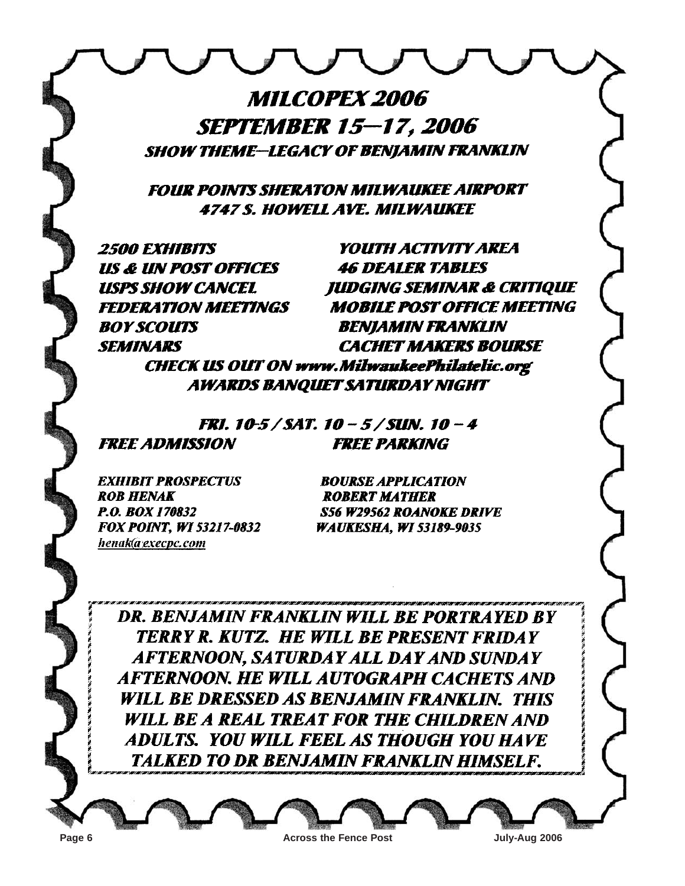# *MILCOPEX 2006*

## *SEPTEMBER 15—17, 2006*

### *SHOW THEME—LEGACY OF BENJAMIN FRANKLIN*

***FOUR POINTS SHERATON MILWAUKEE AIRPORT***
***4747 S. HOWELL AVE. MILWAUKEE***

- ***2500 EXHIBITS***
- ***US & UN POST OFFICES***
- ***USPS SHOW CANCEL***
- ***FEDERATION MEETINGS***
- ***BOY SCOUTS***
- ***SEMINARS***
- ***YOUTH ACTIVITY AREA***
- ***46 DEALER TABLES***
- ***JUDGING SEMINAR & CRITIQUE***
- ***MOBILE POST OFFICE MEETING***
- ***BENJAMIN FRANKLIN***
- ***CACHET MAKERS BOURSE***

***CHECK US OUT ON www.MilwaukeePhilatelic.org***
***AWARDS BANQUET SATURDAY NIGHT***

***FRI. 10-5 / SAT. 10 – 5 / SUN. 10 – 4***

***FREE ADMISSION*** ***FREE PARKING***

***EXHIBIT PROSPECTUS***
***ROB HENAK***
***P.O. BOX 170832***
***FOX POINT, WI 53217-0832***
***henak@execpc.com***

***BOURSE APPLICATION***
***ROBERT MATHER***
***S56 W29562 ROANOKE DRIVE***
***WAUKESHA, WI 53189-9035***

***DR. BENJAMIN FRANKLIN WILL BE PORTRAYED BY TERRY R. KUTZ. HE WILL BE PRESENT FRIDAY AFTERNOON, SATURDAY ALL DAY AND SUNDAY AFTERNOON. HE WILL AUTOGRAPH CACHETS AND WILL BE DRESSED AS BENJAMIN FRANKLIN. THIS WILL BE A REAL TREAT FOR THE CHILDREN AND ADULTS. YOU WILL FEEL AS THOUGH YOU HAVE TALKED TO DR BENJAMIN FRANKLIN HIMSELF.***